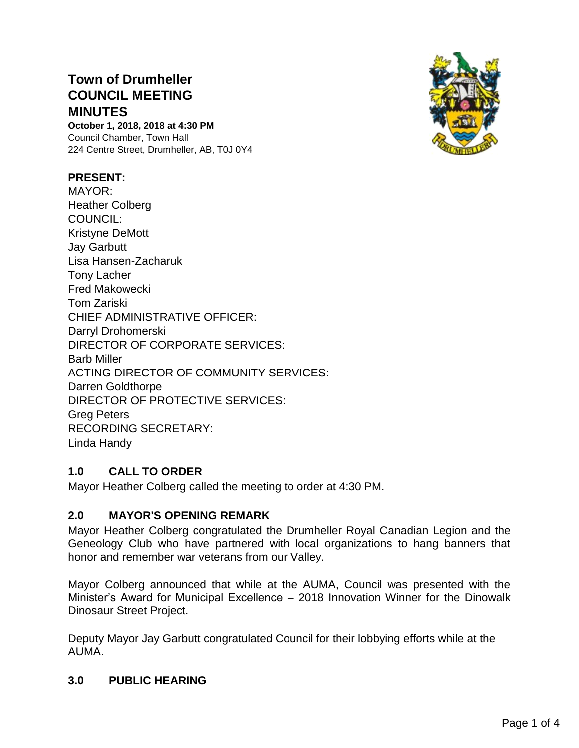# Town of Drumheller COUNCIL MEETING MINUTES

**October 1, 2018, 2018 at 4:30 PM**
Council Chamber, Town Hall
224 Centre Street, Drumheller, AB, T0J 0Y4

**PRESENT:**
MAYOR:
Heather Colberg
COUNCIL:
Kristyne DeMott
Jay Garbutt
Lisa Hansen-Zacharuk
Tony Lacher
Fred Makowecki
Tom Zariski
CHIEF ADMINISTRATIVE OFFICER:
Darryl Drohomerski
DIRECTOR OF CORPORATE SERVICES:
Barb Miller
ACTING DIRECTOR OF COMMUNITY SERVICES:
Darren Goldthorpe
DIRECTOR OF PROTECTIVE SERVICES:
Greg Peters
RECORDING SECRETARY:
Linda Handy

## 1.0 CALL TO ORDER

Mayor Heather Colberg called the meeting to order at 4:30 PM.

## 2.0 MAYOR'S OPENING REMARK

Mayor Heather Colberg congratulated the Drumheller Royal Canadian Legion and the Geneology Club who have partnered with local organizations to hang banners that honor and remember war veterans from our Valley.

Mayor Colberg announced that while at the AUMA, Council was presented with the Minister's Award for Municipal Excellence – 2018 Innovation Winner for the Dinowalk Dinosaur Street Project.

Deputy Mayor Jay Garbutt congratulated Council for their lobbying efforts while at the AUMA.

## 3.0 PUBLIC HEARING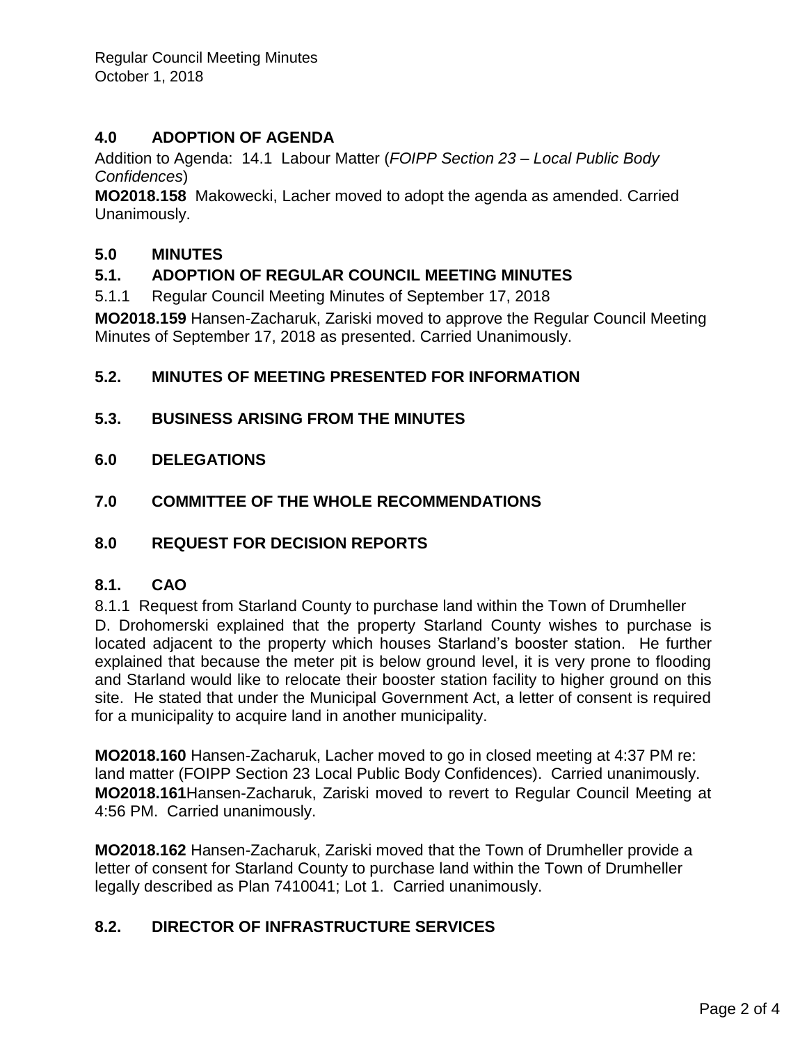## 4.0 ADOPTION OF AGENDA

Addition to Agenda: 14.1 Labour Matter (*FOIPP Section 23 – Local Public Body Confidences*)

**MO2018.158** Makowecki, Lacher moved to adopt the agenda as amended. Carried Unanimously.

## 5.0 MINUTES

### 5.1. ADOPTION OF REGULAR COUNCIL MEETING MINUTES

5.1.1 Regular Council Meeting Minutes of September 17, 2018

**MO2018.159** Hansen-Zacharuk, Zariski moved to approve the Regular Council Meeting Minutes of September 17, 2018 as presented. Carried Unanimously.

### 5.2. MINUTES OF MEETING PRESENTED FOR INFORMATION

### 5.3. BUSINESS ARISING FROM THE MINUTES

## 6.0 DELEGATIONS

## 7.0 COMMITTEE OF THE WHOLE RECOMMENDATIONS

## 8.0 REQUEST FOR DECISION REPORTS

### 8.1. CAO

8.1.1 Request from Starland County to purchase land within the Town of Drumheller

D. Drohomerski explained that the property Starland County wishes to purchase is located adjacent to the property which houses Starland's booster station. He further explained that because the meter pit is below ground level, it is very prone to flooding and Starland would like to relocate their booster station facility to higher ground on this site. He stated that under the Municipal Government Act, a letter of consent is required for a municipality to acquire land in another municipality.

**MO2018.160** Hansen-Zacharuk, Lacher moved to go in closed meeting at 4:37 PM re: land matter (FOIPP Section 23 Local Public Body Confidences). Carried unanimously.

**MO2018.161** Hansen-Zacharuk, Zariski moved to revert to Regular Council Meeting at 4:56 PM. Carried unanimously.

**MO2018.162** Hansen-Zacharuk, Zariski moved that the Town of Drumheller provide a letter of consent for Starland County to purchase land within the Town of Drumheller legally described as Plan 7410041; Lot 1. Carried unanimously.

### 8.2. DIRECTOR OF INFRASTRUCTURE SERVICES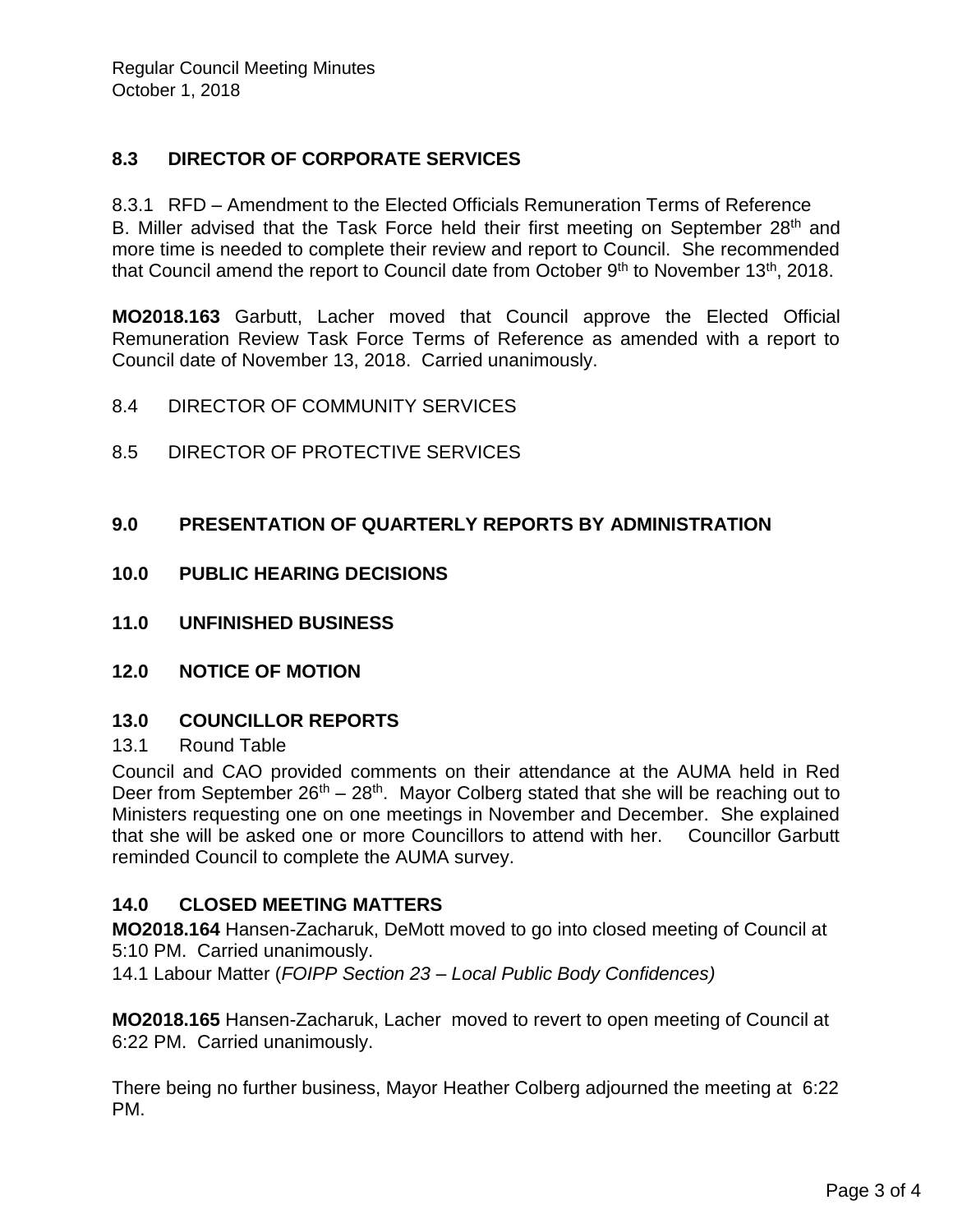## 8.3 DIRECTOR OF CORPORATE SERVICES

8.3.1 RFD – Amendment to the Elected Officials Remuneration Terms of Reference
B. Miller advised that the Task Force held their first meeting on September 28th and more time is needed to complete their review and report to Council. She recommended that Council amend the report to Council date from October 9th to November 13th, 2018.

**MO2018.163** Garbutt, Lacher moved that Council approve the Elected Official Remuneration Review Task Force Terms of Reference as amended with a report to Council date of November 13, 2018. Carried unanimously.

8.4 DIRECTOR OF COMMUNITY SERVICES

8.5 DIRECTOR OF PROTECTIVE SERVICES

## 9.0 PRESENTATION OF QUARTERLY REPORTS BY ADMINISTRATION

## 10.0 PUBLIC HEARING DECISIONS

## 11.0 UNFINISHED BUSINESS

## 12.0 NOTICE OF MOTION

## 13.0 COUNCILLOR REPORTS

13.1 Round Table

Council and CAO provided comments on their attendance at the AUMA held in Red Deer from September 26th – 28th. Mayor Colberg stated that she will be reaching out to Ministers requesting one on one meetings in November and December. She explained that she will be asked one or more Councillors to attend with her. Councillor Garbutt reminded Council to complete the AUMA survey.

## 14.0 CLOSED MEETING MATTERS

**MO2018.164** Hansen-Zacharuk, DeMott moved to go into closed meeting of Council at 5:10 PM. Carried unanimously.
14.1 Labour Matter (*FOIPP Section 23 – Local Public Body Confidences)*

**MO2018.165** Hansen-Zacharuk, Lacher moved to revert to open meeting of Council at 6:22 PM. Carried unanimously.

There being no further business, Mayor Heather Colberg adjourned the meeting at 6:22 PM.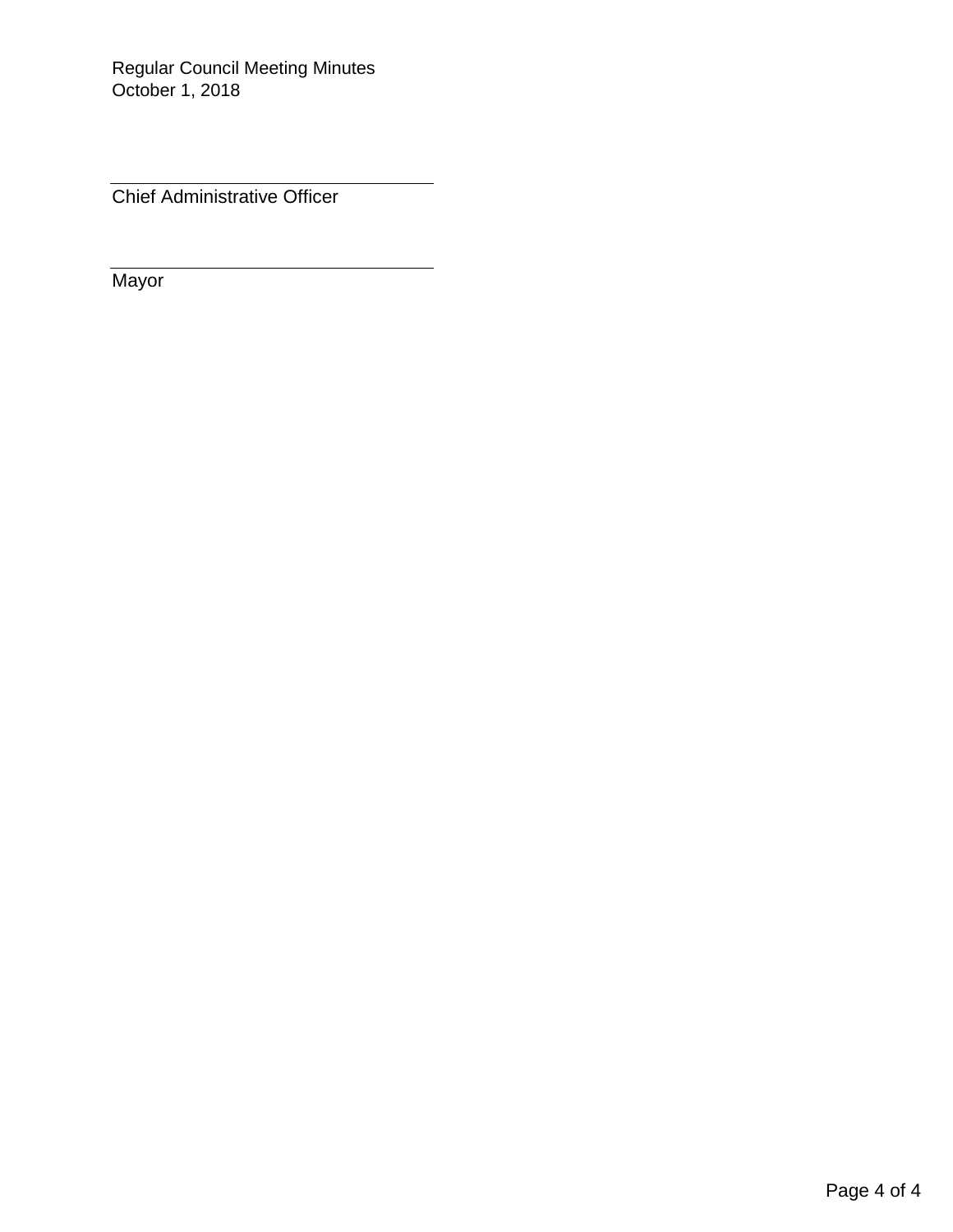Chief Administrative Officer

Mayor